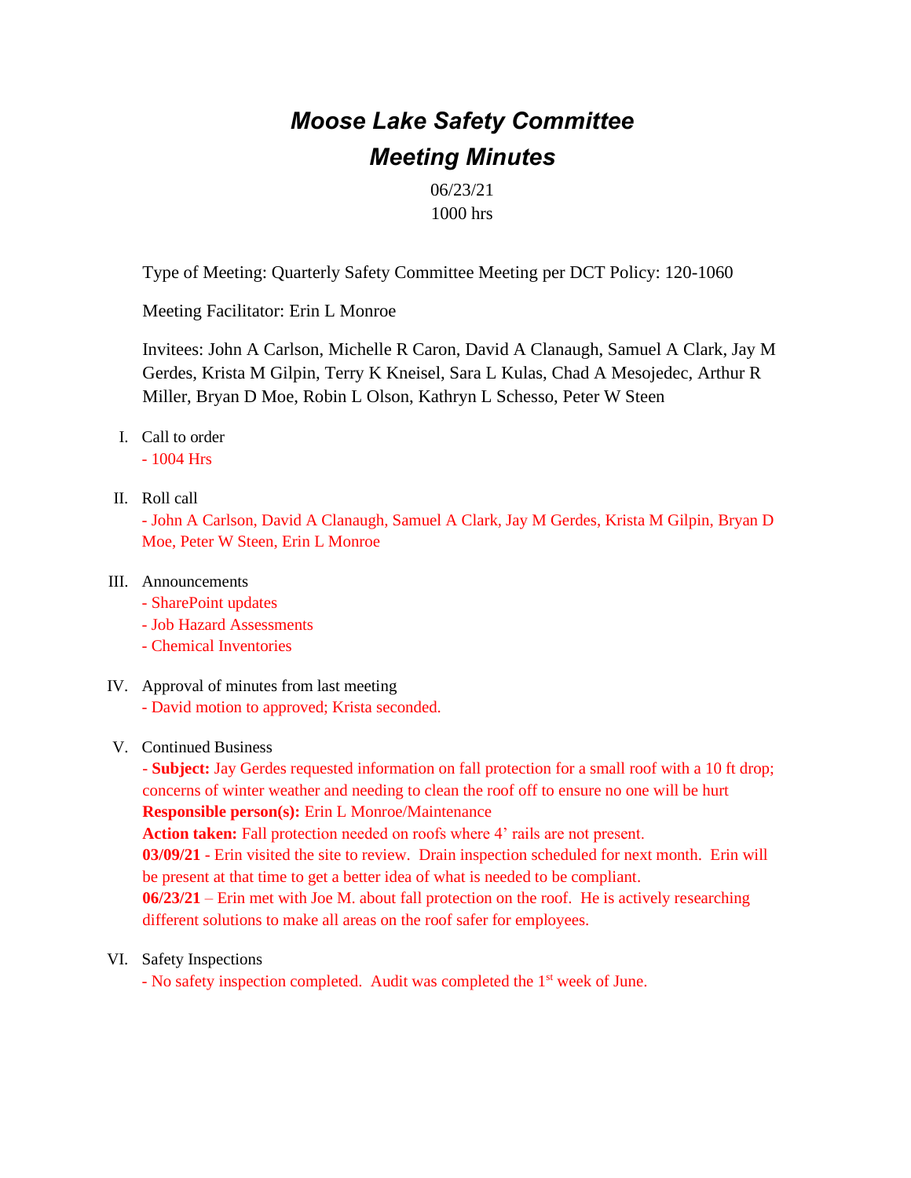# *Moose Lake Safety Committee*
# *Meeting Minutes*

06/23/21
1000 hrs

Type of Meeting: Quarterly Safety Committee Meeting per DCT Policy: 120-1060

Meeting Facilitator: Erin L Monroe

Invitees: John A Carlson, Michelle R Caron, David A Clanaugh, Samuel A Clark, Jay M Gerdes, Krista M Gilpin, Terry K Kneisel, Sara L Kulas, Chad A Mesojedec, Arthur R Miller, Bryan D Moe, Robin L Olson, Kathryn L Schesso, Peter W Steen

I. Call to order
   - 1004 Hrs

II. Roll call
   - John A Carlson, David A Clanaugh, Samuel A Clark, Jay M Gerdes, Krista M Gilpin, Bryan D Moe, Peter W Steen, Erin L Monroe

III. Announcements
   - SharePoint updates
   - Job Hazard Assessments
   - Chemical Inventories

IV. Approval of minutes from last meeting
   - David motion to approved; Krista seconded.

V. Continued Business
   - **Subject:** Jay Gerdes requested information on fall protection for a small roof with a 10 ft drop; concerns of winter weather and needing to clean the roof off to ensure no one will be hurt
   **Responsible person(s):** Erin L Monroe/Maintenance
   **Action taken:** Fall protection needed on roofs where 4' rails are not present.
   **03/09/21** - Erin visited the site to review. Drain inspection scheduled for next month. Erin will be present at that time to get a better idea of what is needed to be compliant.
   **06/23/21** – Erin met with Joe M. about fall protection on the roof. He is actively researching different solutions to make all areas on the roof safer for employees.

VI. Safety Inspections
   - No safety inspection completed. Audit was completed the 1st week of June.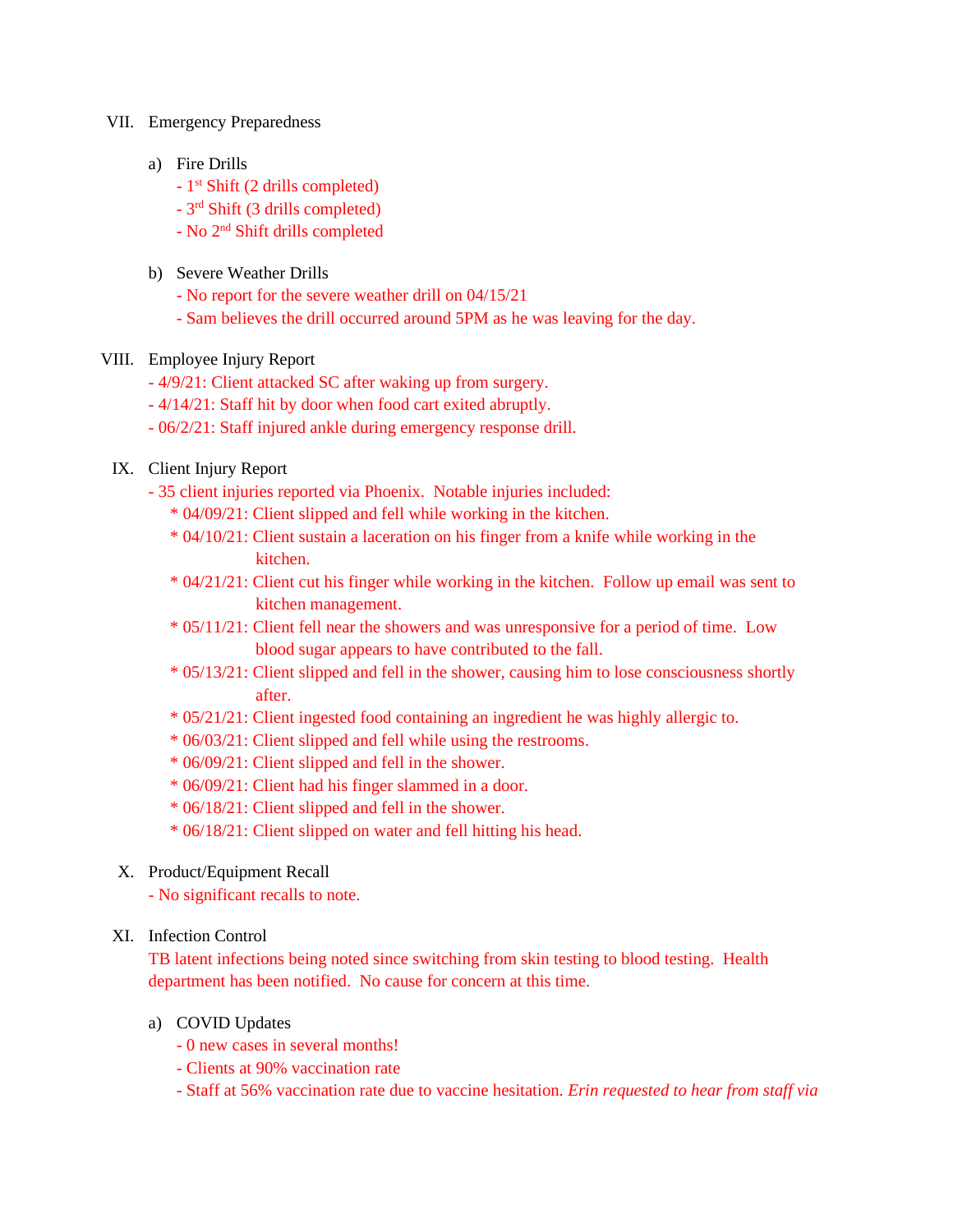VII. Emergency Preparedness

a) Fire Drills

- 1st Shift (2 drills completed)
- 3rd Shift (3 drills completed)
- No 2nd Shift drills completed

b) Severe Weather Drills

- No report for the severe weather drill on 04/15/21
- Sam believes the drill occurred around 5PM as he was leaving for the day.

VIII. Employee Injury Report

- 4/9/21: Client attacked SC after waking up from surgery.
- 4/14/21: Staff hit by door when food cart exited abruptly.
- 06/2/21: Staff injured ankle during emergency response drill.

IX. Client Injury Report

- 35 client injuries reported via Phoenix. Notable injuries included:
  * 04/09/21: Client slipped and fell while working in the kitchen.
  * 04/10/21: Client sustain a laceration on his finger from a knife while working in the kitchen.
  * 04/21/21: Client cut his finger while working in the kitchen. Follow up email was sent to kitchen management.
  * 05/11/21: Client fell near the showers and was unresponsive for a period of time. Low blood sugar appears to have contributed to the fall.
  * 05/13/21: Client slipped and fell in the shower, causing him to lose consciousness shortly after.
  * 05/21/21: Client ingested food containing an ingredient he was highly allergic to.
  * 06/03/21: Client slipped and fell while using the restrooms.
  * 06/09/21: Client slipped and fell in the shower.
  * 06/09/21: Client had his finger slammed in a door.
  * 06/18/21: Client slipped and fell in the shower.
  * 06/18/21: Client slipped on water and fell hitting his head.

X. Product/Equipment Recall

- No significant recalls to note.

XI. Infection Control

TB latent infections being noted since switching from skin testing to blood testing. Health department has been notified. No cause for concern at this time.

a) COVID Updates

- 0 new cases in several months!
- Clients at 90% vaccination rate
- Staff at 56% vaccination rate due to vaccine hesitation. *Erin requested to hear from staff via*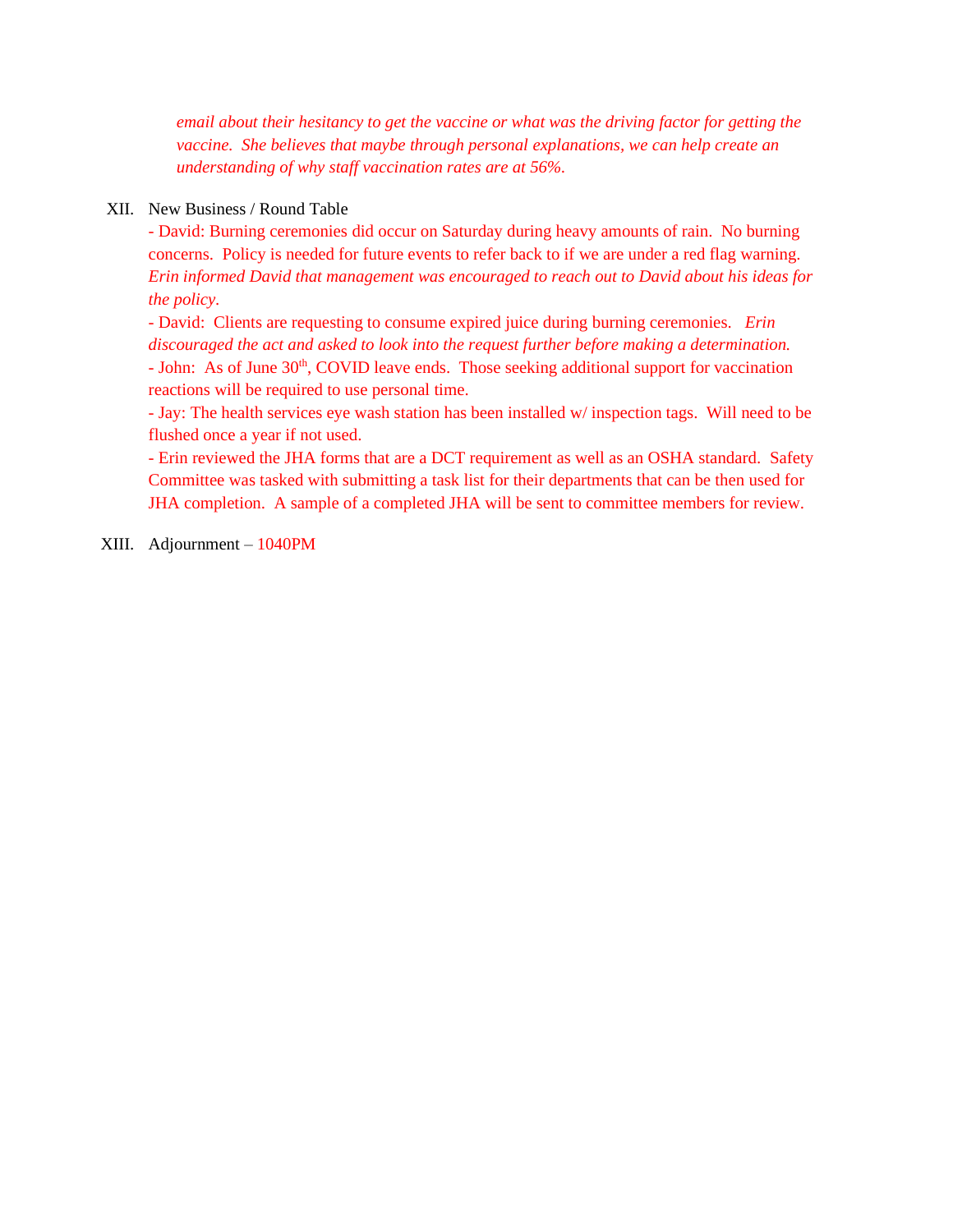*email about their hesitancy to get the vaccine or what was the driving factor for getting the vaccine. She believes that maybe through personal explanations, we can help create an understanding of why staff vaccination rates are at 56%.*

XII. New Business / Round Table

- David: Burning ceremonies did occur on Saturday during heavy amounts of rain. No burning concerns. Policy is needed for future events to refer back to if we are under a red flag warning. *Erin informed David that management was encouraged to reach out to David about his ideas for the policy.*
- David: Clients are requesting to consume expired juice during burning ceremonies. *Erin discouraged the act and asked to look into the request further before making a determination.*
- John: As of June 30th, COVID leave ends. Those seeking additional support for vaccination reactions will be required to use personal time.
- Jay: The health services eye wash station has been installed w/ inspection tags. Will need to be flushed once a year if not used.
- Erin reviewed the JHA forms that are a DCT requirement as well as an OSHA standard. Safety Committee was tasked with submitting a task list for their departments that can be then used for JHA completion. A sample of a completed JHA will be sent to committee members for review.

XIII. Adjournment – 1040PM